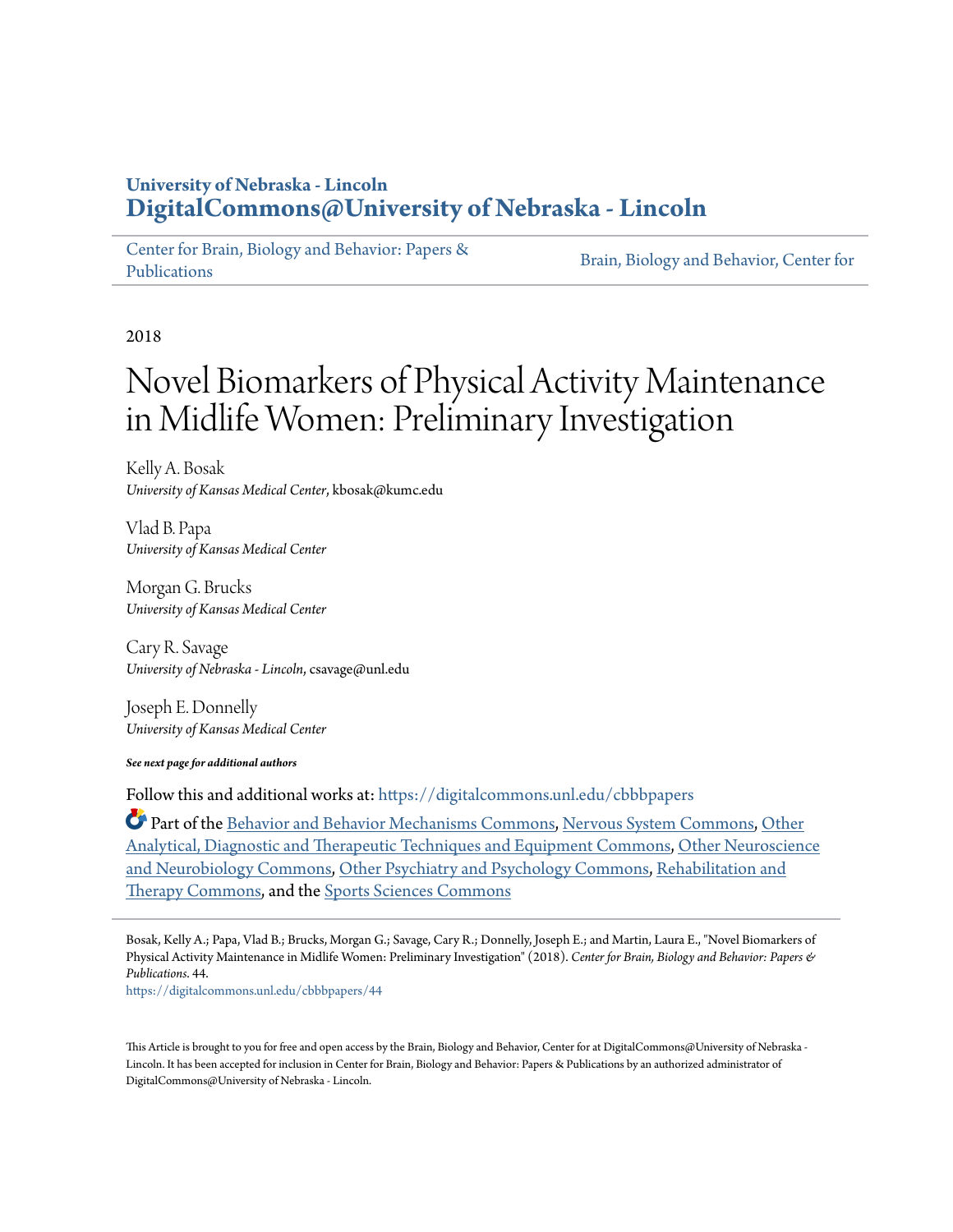University of Nebraska - Lincoln
**DigitalCommons@University of Nebraska - Lincoln**

Center for Brain, Biology and Behavior: Papers & Publications | Brain, Biology and Behavior, Center for

2018

# Novel Biomarkers of Physical Activity Maintenance in Midlife Women: Preliminary Investigation

Kelly A. Bosak
*University of Kansas Medical Center*, kbosak@kumc.edu

Vlad B. Papa
*University of Kansas Medical Center*

Morgan G. Brucks
*University of Kansas Medical Center*

Cary R. Savage
*University of Nebraska - Lincoln*, csavage@unl.edu

Joseph E. Donnelly
*University of Kansas Medical Center*

***See next page for additional authors***

Follow this and additional works at: https://digitalcommons.unl.edu/cbbbpapers

Part of the Behavior and Behavior Mechanisms Commons, Nervous System Commons, Other Analytical, Diagnostic and Therapeutic Techniques and Equipment Commons, Other Neuroscience and Neurobiology Commons, Other Psychiatry and Psychology Commons, Rehabilitation and Therapy Commons, and the Sports Sciences Commons

Bosak, Kelly A.; Papa, Vlad B.; Brucks, Morgan G.; Savage, Cary R.; Donnelly, Joseph E.; and Martin, Laura E., "Novel Biomarkers of Physical Activity Maintenance in Midlife Women: Preliminary Investigation" (2018). *Center for Brain, Biology and Behavior: Papers & Publications*. 44.
https://digitalcommons.unl.edu/cbbbpapers/44

This Article is brought to you for free and open access by the Brain, Biology and Behavior, Center for at DigitalCommons@University of Nebraska - Lincoln. It has been accepted for inclusion in Center for Brain, Biology and Behavior: Papers & Publications by an authorized administrator of DigitalCommons@University of Nebraska - Lincoln.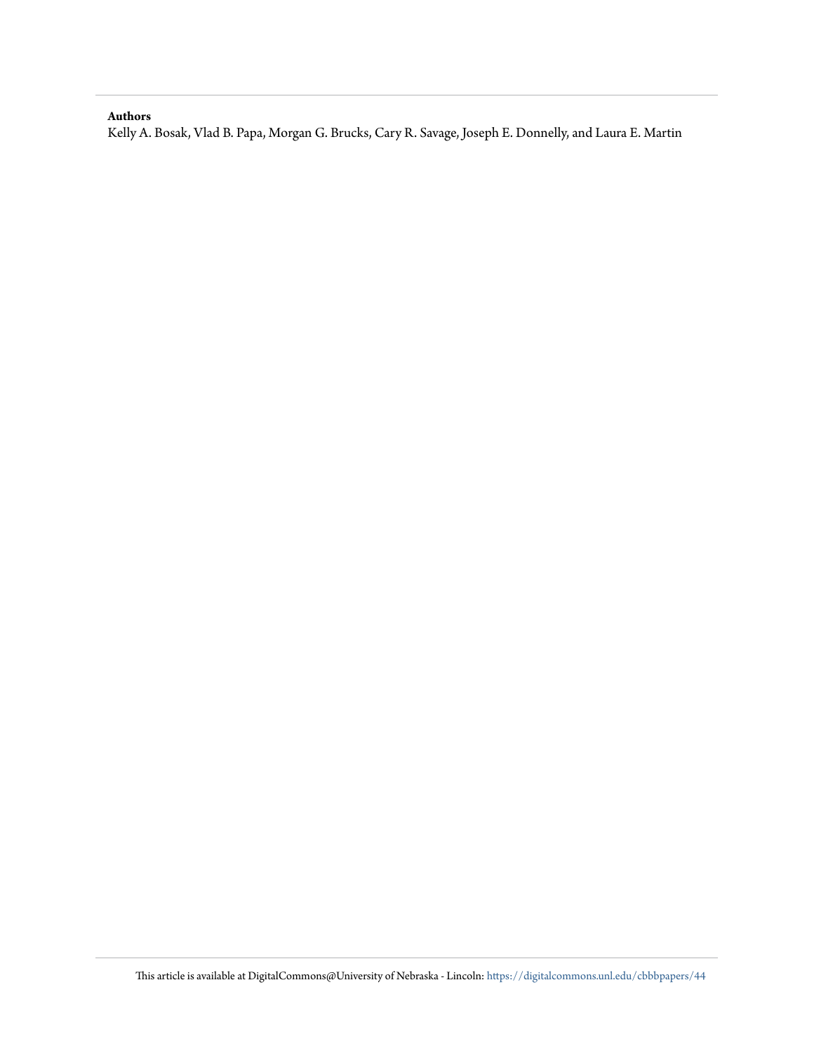**Authors**

Kelly A. Bosak, Vlad B. Papa, Morgan G. Brucks, Cary R. Savage, Joseph E. Donnelly, and Laura E. Martin

This article is available at DigitalCommons@University of Nebraska - Lincoln: https://digitalcommons.unl.edu/cbbbpapers/44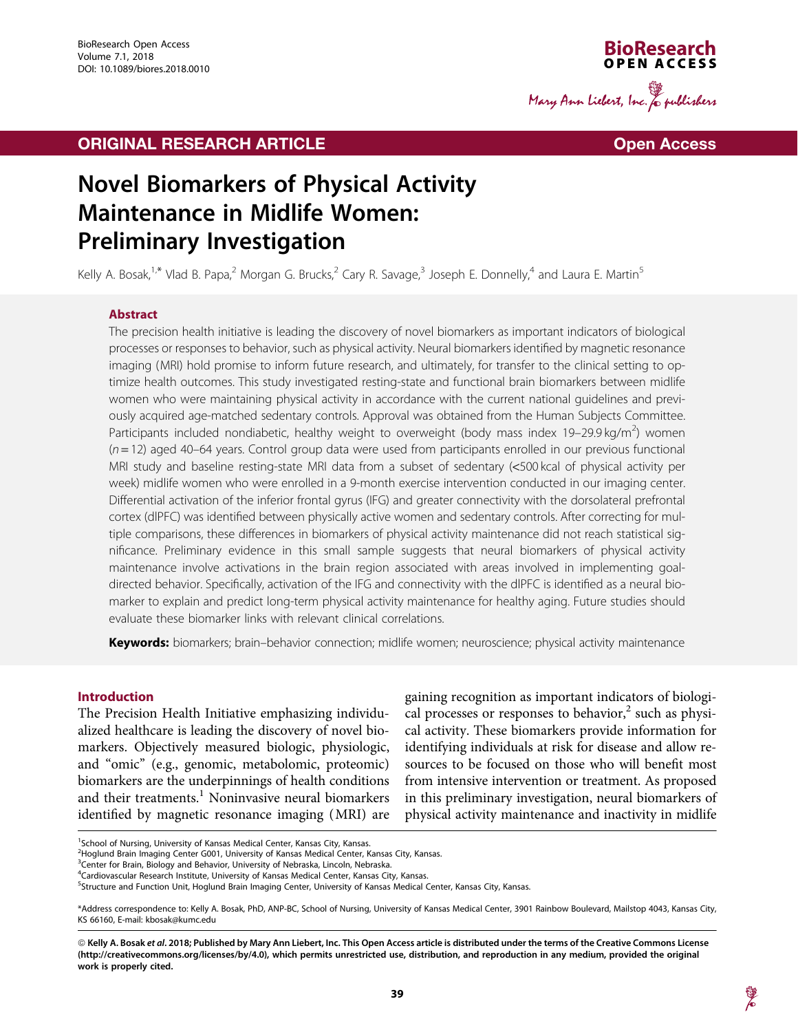ORIGINAL RESEARCH ARTICLE

Open Access

# Novel Biomarkers of Physical Activity Maintenance in Midlife Women: Preliminary Investigation

Kelly A. Bosak,[1,*] Vlad B. Papa,[2] Morgan G. Brucks,[2] Cary R. Savage,[3] Joseph E. Donnelly,[4] and Laura E. Martin[5]

## Abstract

The precision health initiative is leading the discovery of novel biomarkers as important indicators of biological processes or responses to behavior, such as physical activity. Neural biomarkers identified by magnetic resonance imaging (MRI) hold promise to inform future research, and ultimately, for transfer to the clinical setting to optimize health outcomes. This study investigated resting-state and functional brain biomarkers between midlife women who were maintaining physical activity in accordance with the current national guidelines and previously acquired age-matched sedentary controls. Approval was obtained from the Human Subjects Committee. Participants included nondiabetic, healthy weight to overweight (body mass index 19–29.9 kg/m$^2$) women ($n = 12$) aged 40–64 years. Control group data were used from participants enrolled in our previous functional MRI study and baseline resting-state MRI data from a subset of sedentary (<500 kcal of physical activity per week) midlife women who were enrolled in a 9-month exercise intervention conducted in our imaging center. Differential activation of the inferior frontal gyrus (IFG) and greater connectivity with the dorsolateral prefrontal cortex (dlPFC) was identified between physically active women and sedentary controls. After correcting for multiple comparisons, these differences in biomarkers of physical activity maintenance did not reach statistical significance. Preliminary evidence in this small sample suggests that neural biomarkers of physical activity maintenance involve activations in the brain region associated with areas involved in implementing goal-directed behavior. Specifically, activation of the IFG and connectivity with the dlPFC is identified as a neural biomarker to explain and predict long-term physical activity maintenance for healthy aging. Future studies should evaluate these biomarker links with relevant clinical correlations.

**Keywords:** biomarkers; brain–behavior connection; midlife women; neuroscience; physical activity maintenance

## Introduction

The Precision Health Initiative emphasizing individualized healthcare is leading the discovery of novel biomarkers. Objectively measured biologic, physiologic, and "omic" (e.g., genomic, metabolomic, proteomic) biomarkers are the underpinnings of health conditions and their treatments.[1] Noninvasive neural biomarkers identified by magnetic resonance imaging (MRI) are gaining recognition as important indicators of biological processes or responses to behavior,[2] such as physical activity. These biomarkers provide information for identifying individuals at risk for disease and allow resources to be focused on those who will benefit most from intensive intervention or treatment. As proposed in this preliminary investigation, neural biomarkers of physical activity maintenance and inactivity in midlife

[1]School of Nursing, University of Kansas Medical Center, Kansas City, Kansas.
[2]Hoglund Brain Imaging Center G001, University of Kansas Medical Center, Kansas City, Kansas.
[3]Center for Brain, Biology and Behavior, University of Nebraska, Lincoln, Nebraska.
[4]Cardiovascular Research Institute, University of Kansas Medical Center, Kansas City, Kansas.
[5]Structure and Function Unit, Hoglund Brain Imaging Center, University of Kansas Medical Center, Kansas City, Kansas.

*Address correspondence to: Kelly A. Bosak, PhD, ANP-BC, School of Nursing, University of Kansas Medical Center, 3901 Rainbow Boulevard, Mailstop 4043, Kansas City, KS 66160, E-mail: kbosak@kumc.edu

**© Kelly A. Bosak *et al*. 2018; Published by Mary Ann Liebert, Inc. This Open Access article is distributed under the terms of the Creative Commons License (http://creativecommons.org/licenses/by/4.0), which permits unrestricted use, distribution, and reproduction in any medium, provided the original work is properly cited.**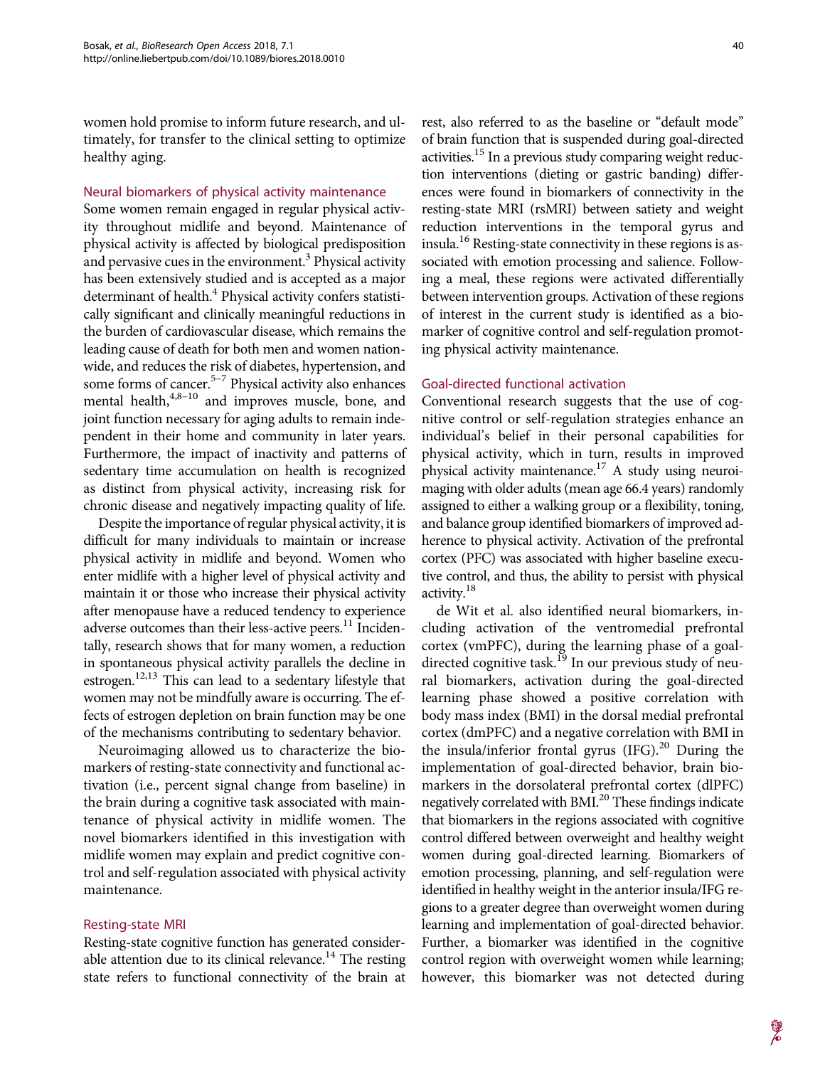women hold promise to inform future research, and ultimately, for transfer to the clinical setting to optimize healthy aging.

### Neural biomarkers of physical activity maintenance

Some women remain engaged in regular physical activity throughout midlife and beyond. Maintenance of physical activity is affected by biological predisposition and pervasive cues in the environment.[3] Physical activity has been extensively studied and is accepted as a major determinant of health.[4] Physical activity confers statistically significant and clinically meaningful reductions in the burden of cardiovascular disease, which remains the leading cause of death for both men and women nationwide, and reduces the risk of diabetes, hypertension, and some forms of cancer.[5–7] Physical activity also enhances mental health,[4,8–10] and improves muscle, bone, and joint function necessary for aging adults to remain independent in their home and community in later years. Furthermore, the impact of inactivity and patterns of sedentary time accumulation on health is recognized as distinct from physical activity, increasing risk for chronic disease and negatively impacting quality of life.

Despite the importance of regular physical activity, it is difficult for many individuals to maintain or increase physical activity in midlife and beyond. Women who enter midlife with a higher level of physical activity and maintain it or those who increase their physical activity after menopause have a reduced tendency to experience adverse outcomes than their less-active peers.[11] Incidentally, research shows that for many women, a reduction in spontaneous physical activity parallels the decline in estrogen.[12,13] This can lead to a sedentary lifestyle that women may not be mindfully aware is occurring. The effects of estrogen depletion on brain function may be one of the mechanisms contributing to sedentary behavior.

Neuroimaging allowed us to characterize the biomarkers of resting-state connectivity and functional activation (i.e., percent signal change from baseline) in the brain during a cognitive task associated with maintenance of physical activity in midlife women. The novel biomarkers identified in this investigation with midlife women may explain and predict cognitive control and self-regulation associated with physical activity maintenance.

### Resting-state MRI

Resting-state cognitive function has generated considerable attention due to its clinical relevance.[14] The resting state refers to functional connectivity of the brain at rest, also referred to as the baseline or "default mode" of brain function that is suspended during goal-directed activities.[15] In a previous study comparing weight reduction interventions (dieting or gastric banding) differences were found in biomarkers of connectivity in the resting-state MRI (rsMRI) between satiety and weight reduction interventions in the temporal gyrus and insula.[16] Resting-state connectivity in these regions is associated with emotion processing and salience. Following a meal, these regions were activated differentially between intervention groups. Activation of these regions of interest in the current study is identified as a biomarker of cognitive control and self-regulation promoting physical activity maintenance.

### Goal-directed functional activation

Conventional research suggests that the use of cognitive control or self-regulation strategies enhance an individual's belief in their personal capabilities for physical activity, which in turn, results in improved physical activity maintenance.[17] A study using neuroimaging with older adults (mean age 66.4 years) randomly assigned to either a walking group or a flexibility, toning, and balance group identified biomarkers of improved adherence to physical activity. Activation of the prefrontal cortex (PFC) was associated with higher baseline executive control, and thus, the ability to persist with physical activity.[18]

de Wit et al. also identified neural biomarkers, including activation of the ventromedial prefrontal cortex (vmPFC), during the learning phase of a goal-directed cognitive task.[19] In our previous study of neural biomarkers, activation during the goal-directed learning phase showed a positive correlation with body mass index (BMI) in the dorsal medial prefrontal cortex (dmPFC) and a negative correlation with BMI in the insula/inferior frontal gyrus (IFG).[20] During the implementation of goal-directed behavior, brain biomarkers in the dorsolateral prefrontal cortex (dlPFC) negatively correlated with BMI.[20] These findings indicate that biomarkers in the regions associated with cognitive control differed between overweight and healthy weight women during goal-directed learning. Biomarkers of emotion processing, planning, and self-regulation were identified in healthy weight in the anterior insula/IFG regions to a greater degree than overweight women during learning and implementation of goal-directed behavior. Further, a biomarker was identified in the cognitive control region with overweight women while learning; however, this biomarker was not detected during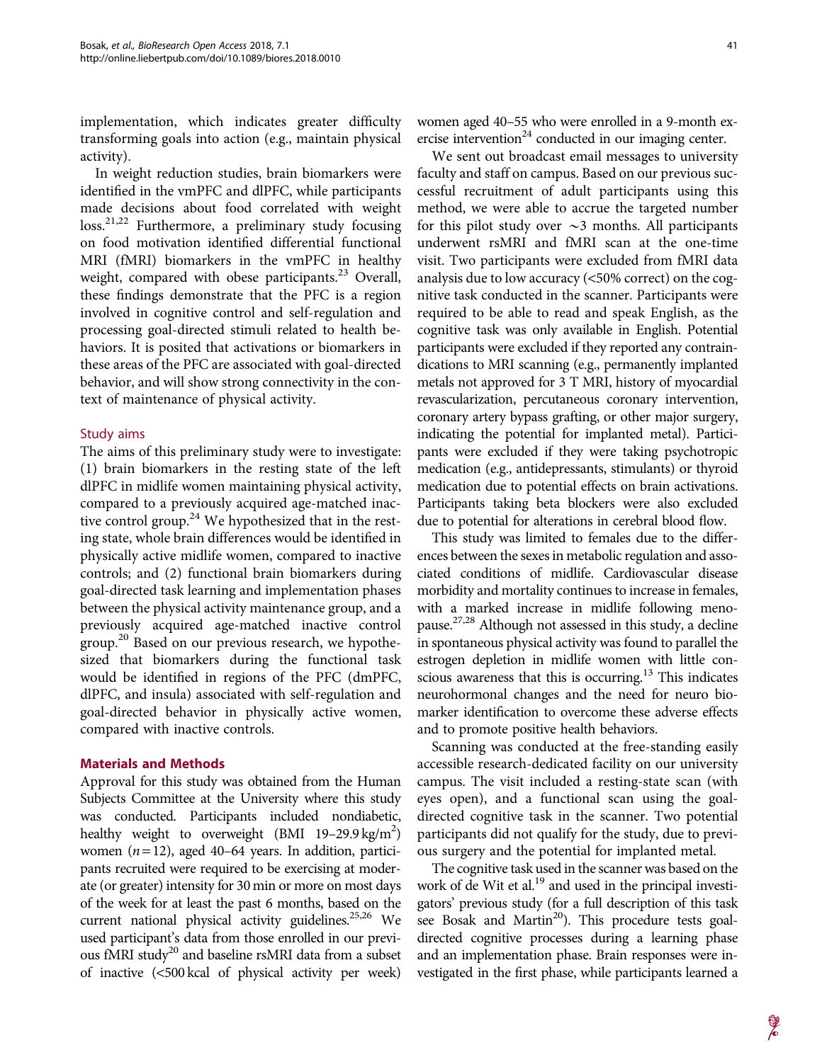implementation, which indicates greater difficulty transforming goals into action (e.g., maintain physical activity).

In weight reduction studies, brain biomarkers were identified in the vmPFC and dlPFC, while participants made decisions about food correlated with weight loss.[21,22] Furthermore, a preliminary study focusing on food motivation identified differential functional MRI (fMRI) biomarkers in the vmPFC in healthy weight, compared with obese participants.[23] Overall, these findings demonstrate that the PFC is a region involved in cognitive control and self-regulation and processing goal-directed stimuli related to health behaviors. It is posited that activations or biomarkers in these areas of the PFC are associated with goal-directed behavior, and will show strong connectivity in the context of maintenance of physical activity.

### Study aims

The aims of this preliminary study were to investigate: (1) brain biomarkers in the resting state of the left dlPFC in midlife women maintaining physical activity, compared to a previously acquired age-matched inactive control group.[24] We hypothesized that in the resting state, whole brain differences would be identified in physically active midlife women, compared to inactive controls; and (2) functional brain biomarkers during goal-directed task learning and implementation phases between the physical activity maintenance group, and a previously acquired age-matched inactive control group.[20] Based on our previous research, we hypothesized that biomarkers during the functional task would be identified in regions of the PFC (dmPFC, dlPFC, and insula) associated with self-regulation and goal-directed behavior in physically active women, compared with inactive controls.

## Materials and Methods

Approval for this study was obtained from the Human Subjects Committee at the University where this study was conducted. Participants included nondiabetic, healthy weight to overweight (BMI 19–29.9 kg/m$^2$) women ($n = 12$), aged 40–64 years. In addition, participants recruited were required to be exercising at moderate (or greater) intensity for 30 min or more on most days of the week for at least the past 6 months, based on the current national physical activity guidelines.[25,26] We used participant's data from those enrolled in our previous fMRI study[20] and baseline rsMRI data from a subset of inactive (<500 kcal of physical activity per week) women aged 40–55 who were enrolled in a 9-month exercise intervention[24] conducted in our imaging center.

We sent out broadcast email messages to university faculty and staff on campus. Based on our previous successful recruitment of adult participants using this method, we were able to accrue the targeted number for this pilot study over ∼3 months. All participants underwent rsMRI and fMRI scan at the one-time visit. Two participants were excluded from fMRI data analysis due to low accuracy (<50% correct) on the cognitive task conducted in the scanner. Participants were required to be able to read and speak English, as the cognitive task was only available in English. Potential participants were excluded if they reported any contraindications to MRI scanning (e.g., permanently implanted metals not approved for 3 T MRI, history of myocardial revascularization, percutaneous coronary intervention, coronary artery bypass grafting, or other major surgery, indicating the potential for implanted metal). Participants were excluded if they were taking psychotropic medication (e.g., antidepressants, stimulants) or thyroid medication due to potential effects on brain activations. Participants taking beta blockers were also excluded due to potential for alterations in cerebral blood flow.

This study was limited to females due to the differences between the sexes in metabolic regulation and associated conditions of midlife. Cardiovascular disease morbidity and mortality continues to increase in females, with a marked increase in midlife following menopause.[27,28] Although not assessed in this study, a decline in spontaneous physical activity was found to parallel the estrogen depletion in midlife women with little conscious awareness that this is occurring.[13] This indicates neurohormonal changes and the need for neuro biomarker identification to overcome these adverse effects and to promote positive health behaviors.

Scanning was conducted at the free-standing easily accessible research-dedicated facility on our university campus. The visit included a resting-state scan (with eyes open), and a functional scan using the goal-directed cognitive task in the scanner. Two potential participants did not qualify for the study, due to previous surgery and the potential for implanted metal.

The cognitive task used in the scanner was based on the work of de Wit et al.[19] and used in the principal investigators' previous study (for a full description of this task see Bosak and Martin[20]). This procedure tests goal-directed cognitive processes during a learning phase and an implementation phase. Brain responses were investigated in the first phase, while participants learned a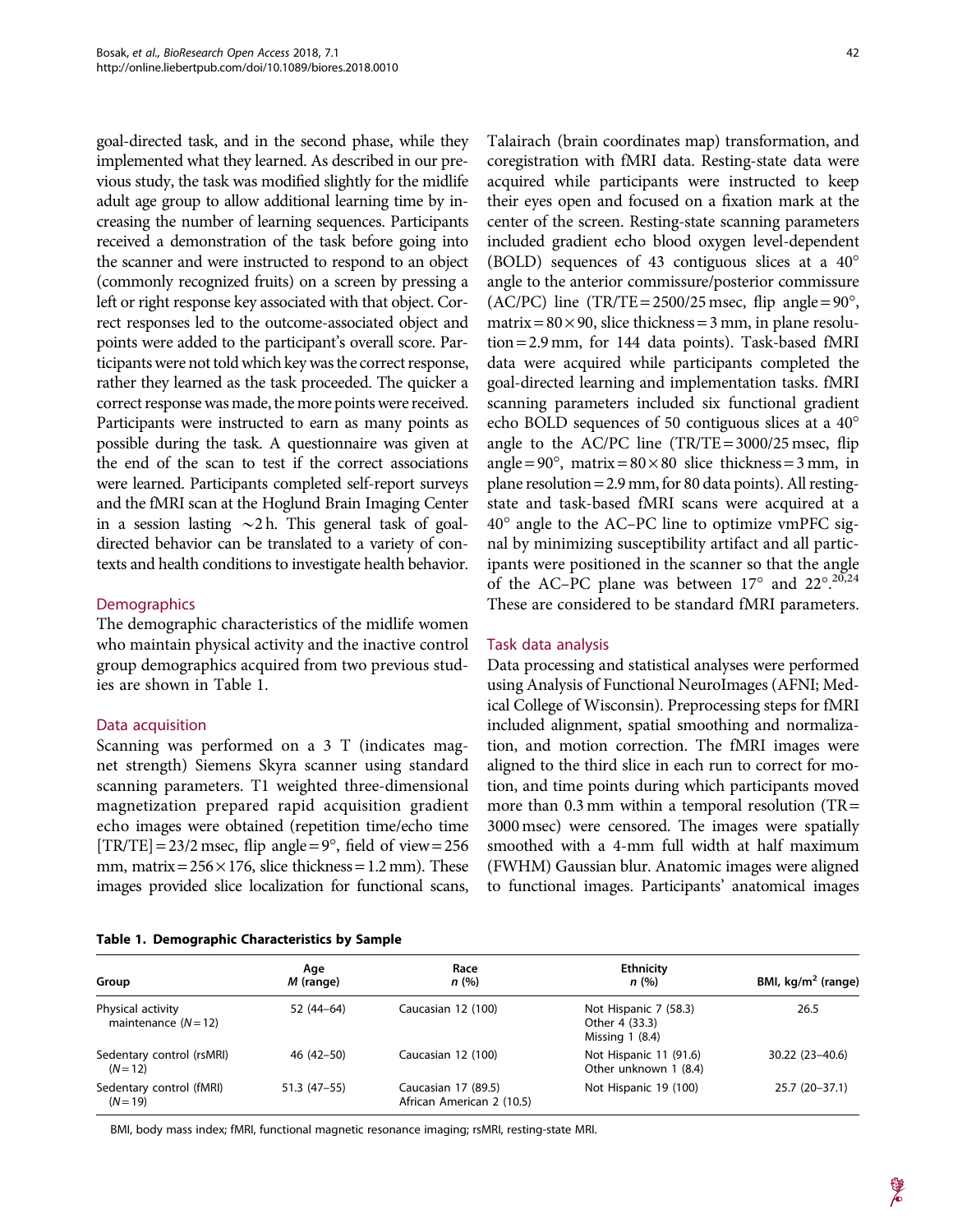goal-directed task, and in the second phase, while they implemented what they learned. As described in our previous study, the task was modified slightly for the midlife adult age group to allow additional learning time by increasing the number of learning sequences. Participants received a demonstration of the task before going into the scanner and were instructed to respond to an object (commonly recognized fruits) on a screen by pressing a left or right response key associated with that object. Correct responses led to the outcome-associated object and points were added to the participant's overall score. Participants were not told which key was the correct response, rather they learned as the task proceeded. The quicker a correct response was made, the more points were received. Participants were instructed to earn as many points as possible during the task. A questionnaire was given at the end of the scan to test if the correct associations were learned. Participants completed self-report surveys and the fMRI scan at the Hoglund Brain Imaging Center in a session lasting ∼2 h. This general task of goal-directed behavior can be translated to a variety of contexts and health conditions to investigate health behavior.

## Demographics

The demographic characteristics of the midlife women who maintain physical activity and the inactive control group demographics acquired from two previous studies are shown in Table 1.

## Data acquisition

Scanning was performed on a 3 T (indicates magnet strength) Siemens Skyra scanner using standard scanning parameters. T1 weighted three-dimensional magnetization prepared rapid acquisition gradient echo images were obtained (repetition time/echo time [TR/TE] = 23/2 msec, flip angle = 9°, field of view = 256 mm, matrix = 256 × 176, slice thickness = 1.2 mm). These images provided slice localization for functional scans, Talairach (brain coordinates map) transformation, and coregistration with fMRI data. Resting-state data were acquired while participants were instructed to keep their eyes open and focused on a fixation mark at the center of the screen. Resting-state scanning parameters included gradient echo blood oxygen level-dependent (BOLD) sequences of 43 contiguous slices at a 40° angle to the anterior commissure/posterior commissure (AC/PC) line (TR/TE = 2500/25 msec, flip angle = 90°, matrix = 80 × 90, slice thickness = 3 mm, in plane resolution = 2.9 mm, for 144 data points). Task-based fMRI data were acquired while participants completed the goal-directed learning and implementation tasks. fMRI scanning parameters included six functional gradient echo BOLD sequences of 50 contiguous slices at a 40° angle to the AC/PC line (TR/TE = 3000/25 msec, flip angle = 90°, matrix = 80 × 80 slice thickness = 3 mm, in plane resolution = 2.9 mm, for 80 data points). All resting-state and task-based fMRI scans were acquired at a 40° angle to the AC–PC line to optimize vmPFC signal by minimizing susceptibility artifact and all participants were positioned in the scanner so that the angle of the AC–PC plane was between 17° and 22°.[20,24] These are considered to be standard fMRI parameters.

## Task data analysis

Data processing and statistical analyses were performed using Analysis of Functional NeuroImages (AFNI; Medical College of Wisconsin). Preprocessing steps for fMRI included alignment, spatial smoothing and normalization, and motion correction. The fMRI images were aligned to the third slice in each run to correct for motion, and time points during which participants moved more than 0.3 mm within a temporal resolution (TR = 3000 msec) were censored. The images were spatially smoothed with a 4-mm full width at half maximum (FWHM) Gaussian blur. Anatomic images were aligned to functional images. Participants' anatomical images

**Table 1. Demographic Characteristics by Sample**

| Group | Age *M* (range) | Race *n* (%) | Ethnicity *n* (%) | BMI, kg/m$^2$ (range) |
|---|---|---|---|---|
| Physical activity maintenance ($N = 12$) | 52 (44–64) | Caucasian 12 (100) | Not Hispanic 7 (58.3)<br>Other 4 (33.3)<br>Missing 1 (8.4) | 26.5 |
| Sedentary control (rsMRI) ($N = 12$) | 46 (42–50) | Caucasian 12 (100) | Not Hispanic 11 (91.6)<br>Other unknown 1 (8.4) | 30.22 (23–40.6) |
| Sedentary control (fMRI) ($N = 19$) | 51.3 (47–55) | Caucasian 17 (89.5)<br>African American 2 (10.5) | Not Hispanic 19 (100) | 25.7 (20–37.1) |

BMI, body mass index; fMRI, functional magnetic resonance imaging; rsMRI, resting-state MRI.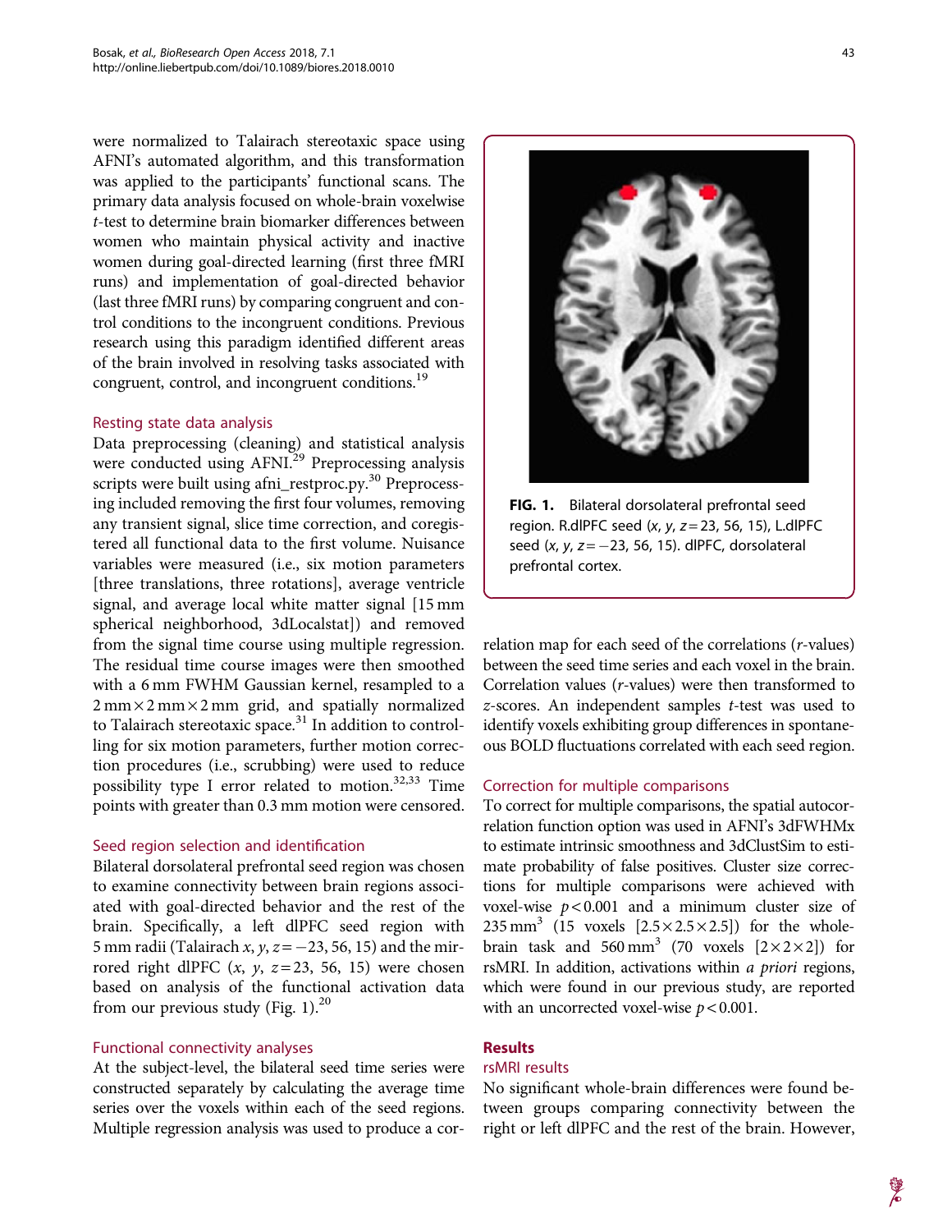were normalized to Talairach stereotaxic space using AFNI's automated algorithm, and this transformation was applied to the participants' functional scans. The primary data analysis focused on whole-brain voxelwise *t*-test to determine brain biomarker differences between women who maintain physical activity and inactive women during goal-directed learning (first three fMRI runs) and implementation of goal-directed behavior (last three fMRI runs) by comparing congruent and control conditions to the incongruent conditions. Previous research using this paradigm identified different areas of the brain involved in resolving tasks associated with congruent, control, and incongruent conditions.[19]

### Resting state data analysis

Data preprocessing (cleaning) and statistical analysis were conducted using AFNI.[29] Preprocessing analysis scripts were built using afni_restproc.py.[30] Preprocessing included removing the first four volumes, removing any transient signal, slice time correction, and coregistered all functional data to the first volume. Nuisance variables were measured (i.e., six motion parameters [three translations, three rotations], average ventricle signal, and average local white matter signal [15 mm spherical neighborhood, 3dLocalstat]) and removed from the signal time course using multiple regression. The residual time course images were then smoothed with a 6 mm FWHM Gaussian kernel, resampled to a 2 mm × 2 mm × 2 mm grid, and spatially normalized to Talairach stereotaxic space.[31] In addition to controlling for six motion parameters, further motion correction procedures (i.e., scrubbing) were used to reduce possibility type I error related to motion.[32,33] Time points with greater than 0.3 mm motion were censored.

### Seed region selection and identification

Bilateral dorsolateral prefrontal seed region was chosen to examine connectivity between brain regions associated with goal-directed behavior and the rest of the brain. Specifically, a left dlPFC seed region with 5 mm radii (Talairach $x, y, z = -23, 56, 15$) and the mirrored right dlPFC ($x, y, z = 23, 56, 15$) were chosen based on analysis of the functional activation data from our previous study (Fig. 1).[20]

**FIG. 1.** Bilateral dorsolateral prefrontal seed region. R.dlPFC seed ($x, y, z = 23, 56, 15$), L.dlPFC seed ($x, y, z = -23, 56, 15$). dlPFC, dorsolateral prefrontal cortex.

### Functional connectivity analyses

At the subject-level, the bilateral seed time series were constructed separately by calculating the average time series over the voxels within each of the seed regions. Multiple regression analysis was used to produce a correlation map for each seed of the correlations (*r*-values) between the seed time series and each voxel in the brain. Correlation values (*r*-values) were then transformed to *z*-scores. An independent samples *t*-test was used to identify voxels exhibiting group differences in spontaneous BOLD fluctuations correlated with each seed region.

### Correction for multiple comparisons

To correct for multiple comparisons, the spatial autocorrelation function option was used in AFNI's 3dFWHMx to estimate intrinsic smoothness and 3dClustSim to estimate probability of false positives. Cluster size corrections for multiple comparisons were achieved with voxel-wise $p < 0.001$ and a minimum cluster size of $235\ \text{mm}^3$ (15 voxels [$2.5 \times 2.5 \times 2.5$]) for the whole-brain task and $560\ \text{mm}^3$ (70 voxels [$2 \times 2 \times 2$]) for rsMRI. In addition, activations within *a priori* regions, which were found in our previous study, are reported with an uncorrected voxel-wise $p < 0.001$.

## Results

### rsMRI results

No significant whole-brain differences were found between groups comparing connectivity between the right or left dlPFC and the rest of the brain. However,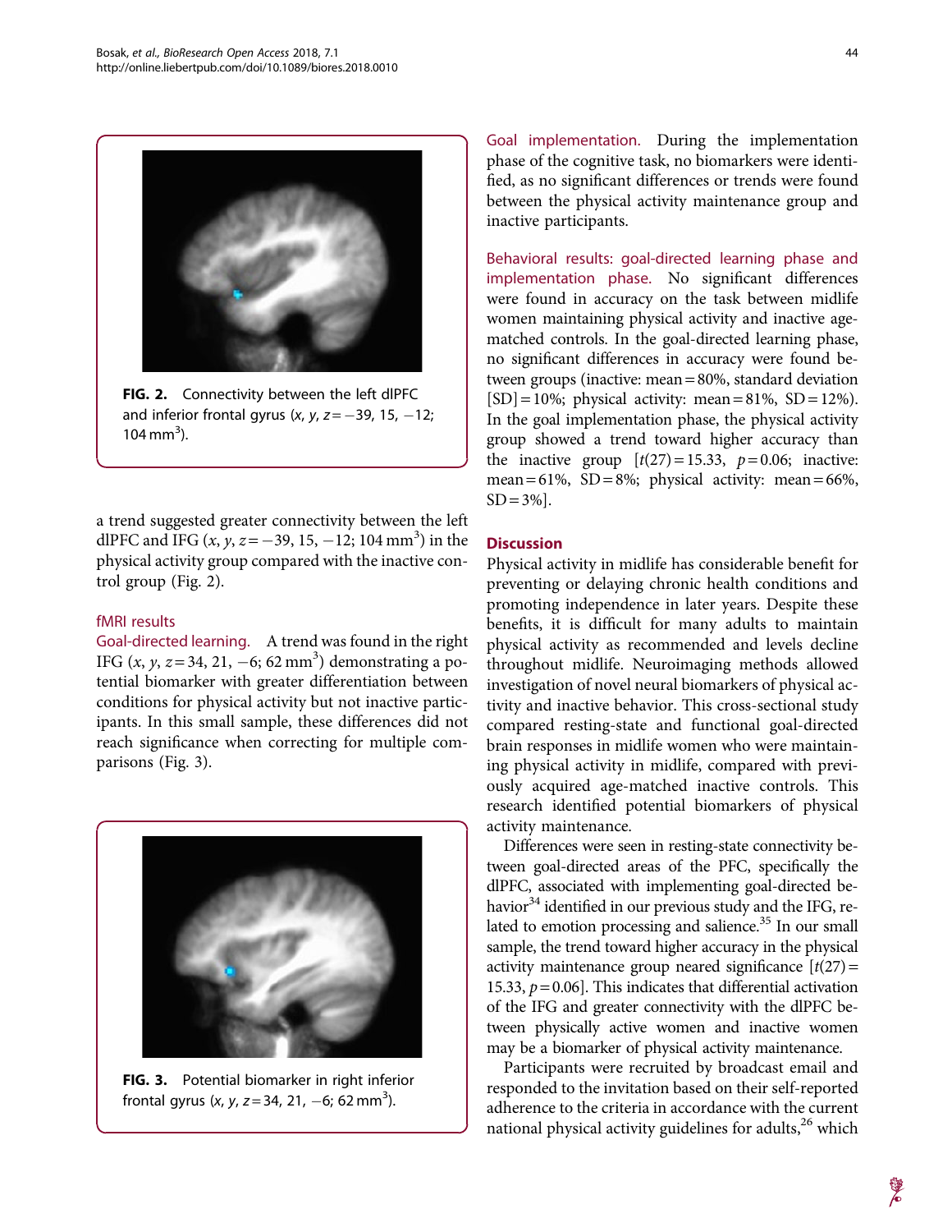FIG. 2. Connectivity between the left dlPFC and inferior frontal gyrus ($x$, $y$, $z$ = −39, 15, −12; 104 $mm^3$).

a trend suggested greater connectivity between the left dlPFC and IFG ($x$, $y$, $z$ = −39, 15, −12; 104 $mm^3$) in the physical activity group compared with the inactive control group (Fig. 2).

### fMRI results

**Goal-directed learning.** A trend was found in the right IFG ($x$, $y$, $z$ = 34, 21, −6; 62 $mm^3$) demonstrating a potential biomarker with greater differentiation between conditions for physical activity but not inactive participants. In this small sample, these differences did not reach significance when correcting for multiple comparisons (Fig. 3).

FIG. 3. Potential biomarker in right inferior frontal gyrus ($x$, $y$, $z$ = 34, 21, −6; 62 $mm^3$).

**Goal implementation.** During the implementation phase of the cognitive task, no biomarkers were identified, as no significant differences or trends were found between the physical activity maintenance group and inactive participants.

**Behavioral results: goal-directed learning phase and implementation phase.** No significant differences were found in accuracy on the task between midlife women maintaining physical activity and inactive age-matched controls. In the goal-directed learning phase, no significant differences in accuracy were found between groups (inactive: mean = 80%, standard deviation [SD] = 10%; physical activity: mean = 81%, SD = 12%). In the goal implementation phase, the physical activity group showed a trend toward higher accuracy than the inactive group [$t(27) = 15.33$, $p = 0.06$; inactive: mean = 61%, SD = 8%; physical activity: mean = 66%, SD = 3%].

## Discussion

Physical activity in midlife has considerable benefit for preventing or delaying chronic health conditions and promoting independence in later years. Despite these benefits, it is difficult for many adults to maintain physical activity as recommended and levels decline throughout midlife. Neuroimaging methods allowed investigation of novel neural biomarkers of physical activity and inactive behavior. This cross-sectional study compared resting-state and functional goal-directed brain responses in midlife women who were maintaining physical activity in midlife, compared with previously acquired age-matched inactive controls. This research identified potential biomarkers of physical activity maintenance.

Differences were seen in resting-state connectivity between goal-directed areas of the PFC, specifically the dlPFC, associated with implementing goal-directed behavior[34] identified in our previous study and the IFG, related to emotion processing and salience.[35] In our small sample, the trend toward higher accuracy in the physical activity maintenance group neared significance [$t(27) = 15.33$, $p = 0.06$]. This indicates that differential activation of the IFG and greater connectivity with the dlPFC between physically active women and inactive women may be a biomarker of physical activity maintenance.

Participants were recruited by broadcast email and responded to the invitation based on their self-reported adherence to the criteria in accordance with the current national physical activity guidelines for adults,[26] which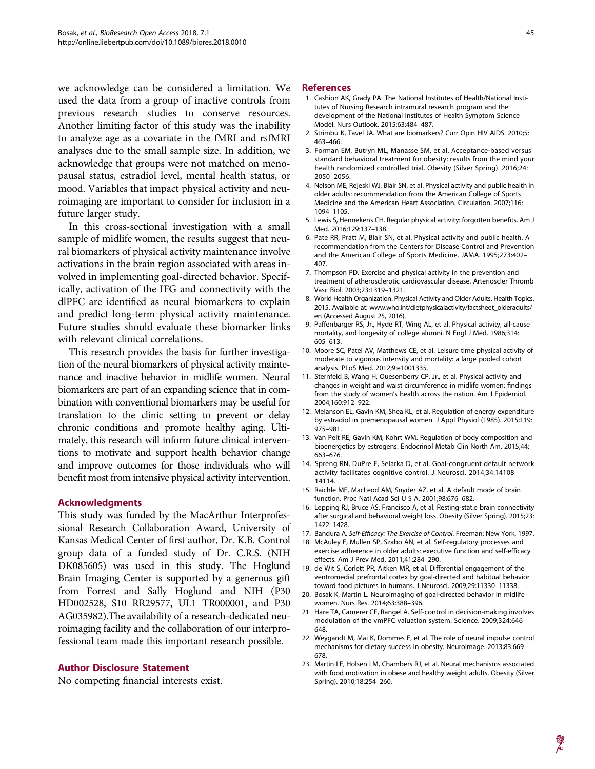we acknowledge can be considered a limitation. We used the data from a group of inactive controls from previous research studies to conserve resources. Another limiting factor of this study was the inability to analyze age as a covariate in the fMRI and rsfMRI analyses due to the small sample size. In addition, we acknowledge that groups were not matched on menopausal status, estradiol level, mental health status, or mood. Variables that impact physical activity and neuroimaging are important to consider for inclusion in a future larger study.

In this cross-sectional investigation with a small sample of midlife women, the results suggest that neural biomarkers of physical activity maintenance involve activations in the brain region associated with areas involved in implementing goal-directed behavior. Specifically, activation of the IFG and connectivity with the dlPFC are identified as neural biomarkers to explain and predict long-term physical activity maintenance. Future studies should evaluate these biomarker links with relevant clinical correlations.

This research provides the basis for further investigation of the neural biomarkers of physical activity maintenance and inactive behavior in midlife women. Neural biomarkers are part of an expanding science that in combination with conventional biomarkers may be useful for translation to the clinic setting to prevent or delay chronic conditions and promote healthy aging. Ultimately, this research will inform future clinical interventions to motivate and support health behavior change and improve outcomes for those individuals who will benefit most from intensive physical activity intervention.

## Acknowledgments

This study was funded by the MacArthur Interprofessional Research Collaboration Award, University of Kansas Medical Center of first author, Dr. K.B. Control group data of a funded study of Dr. C.R.S. (NIH DK085605) was used in this study. The Hoglund Brain Imaging Center is supported by a generous gift from Forrest and Sally Hoglund and NIH (P30 HD002528, S10 RR29577, UL1 TR000001, and P30 AG035982).The availability of a research-dedicated neuroimaging facility and the collaboration of our interprofessional team made this important research possible.

## Author Disclosure Statement

No competing financial interests exist.

## References

1. Cashion AK, Grady PA. The National Institutes of Health/National Institutes of Nursing Research intramural research program and the development of the National Institutes of Health Symptom Science Model. Nurs Outlook. 2015;63:484–487.
2. Strimbu K, Tavel JA. What are biomarkers? Curr Opin HIV AIDS. 2010;5: 463–466.
3. Forman EM, Butryn ML, Manasse SM, et al. Acceptance-based versus standard behavioral treatment for obesity: results from the mind your health randomized controlled trial. Obesity (Silver Spring). 2016;24: 2050–2056.
4. Nelson ME, Rejeski WJ, Blair SN, et al. Physical activity and public health in older adults: recommendation from the American College of Sports Medicine and the American Heart Association. Circulation. 2007;116: 1094–1105.
5. Lewis S, Hennekens CH. Regular physical activity: forgotten benefits. Am J Med. 2016;129:137–138.
6. Pate RR, Pratt M, Blair SN, et al. Physical activity and public health. A recommendation from the Centers for Disease Control and Prevention and the American College of Sports Medicine. JAMA. 1995;273:402–407.
7. Thompson PD. Exercise and physical activity in the prevention and treatment of atherosclerotic cardiovascular disease. Arterioscler Thromb Vasc Biol. 2003;23:1319–1321.
8. World Health Organization. Physical Activity and Older Adults. Health Topics. 2015. Available at: www.who.int/dietphysicalactivity/factsheet_olderadults/en (Accessed August 25, 2016).
9. Paffenbarger RS, Jr., Hyde RT, Wing AL, et al. Physical activity, all-cause mortality, and longevity of college alumni. N Engl J Med. 1986;314: 605–613.
10. Moore SC, Patel AV, Matthews CE, et al. Leisure time physical activity of moderate to vigorous intensity and mortality: a large pooled cohort analysis. PLoS Med. 2012;9:e1001335.
11. Sternfeld B, Wang H, Quesenberry CP, Jr., et al. Physical activity and changes in weight and waist circumference in midlife women: findings from the study of women's health across the nation. Am J Epidemiol. 2004;160:912–922.
12. Melanson EL, Gavin KM, Shea KL, et al. Regulation of energy expenditure by estradiol in premenopausal women. J Appl Physiol (1985). 2015;119: 975–981.
13. Van Pelt RE, Gavin KM, Kohrt WM. Regulation of body composition and bioenergetics by estrogens. Endocrinol Metab Clin North Am. 2015;44: 663–676.
14. Spreng RN, DuPre E, Selarka D, et al. Goal-congruent default network activity facilitates cognitive control. J Neurosci. 2014;34:14108–14114.
15. Raichle ME, MacLeod AM, Snyder AZ, et al. A default mode of brain function. Proc Natl Acad Sci U S A. 2001;98:676–682.
16. Lepping RJ, Bruce AS, Francisco A, et al. Resting-stat.e brain connectivity after surgical and behavioral weight loss. Obesity (Silver Spring). 2015;23: 1422–1428.
17. Bandura A. *Self-Efficacy: The Exercise of Control*. Freeman: New York, 1997.
18. McAuley E, Mullen SP, Szabo AN, et al. Self-regulatory processes and exercise adherence in older adults: executive function and self-efficacy effects. Am J Prev Med. 2011;41:284–290.
19. de Wit S, Corlett PR, Aitken MR, et al. Differential engagement of the ventromedial prefrontal cortex by goal-directed and habitual behavior toward food pictures in humans. J Neurosci. 2009;29:11330–11338.
20. Bosak K, Martin L. Neuroimaging of goal-directed behavior in midlife women. Nurs Res. 2014;63:388–396.
21. Hare TA, Camerer CF, Rangel A. Self-control in decision-making involves modulation of the vmPFC valuation system. Science. 2009;324:646–648.
22. Weygandt M, Mai K, Dommes E, et al. The role of neural impulse control mechanisms for dietary success in obesity. NeuroImage. 2013;83:669–678.
23. Martin LE, Holsen LM, Chambers RJ, et al. Neural mechanisms associated with food motivation in obese and healthy weight adults. Obesity (Silver Spring). 2010;18:254–260.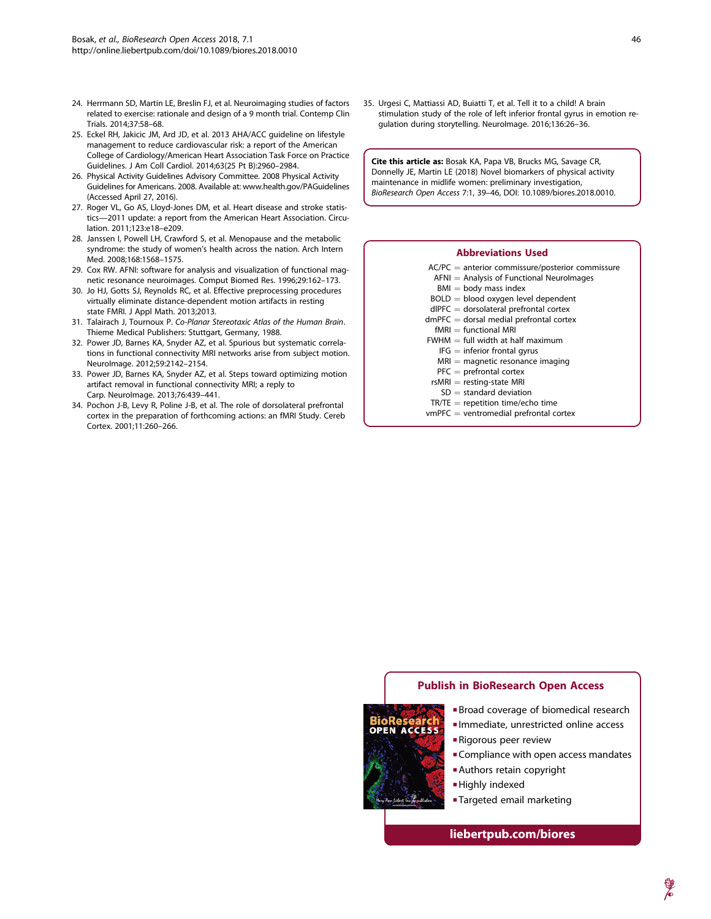24. Herrmann SD, Martin LE, Breslin FJ, et al. Neuroimaging studies of factors related to exercise: rationale and design of a 9 month trial. Contemp Clin Trials. 2014;37:58–68.
25. Eckel RH, Jakicic JM, Ard JD, et al. 2013 AHA/ACC guideline on lifestyle management to reduce cardiovascular risk: a report of the American College of Cardiology/American Heart Association Task Force on Practice Guidelines. J Am Coll Cardiol. 2014;63(25 Pt B):2960–2984.
26. Physical Activity Guidelines Advisory Committee. 2008 Physical Activity Guidelines for Americans. 2008. Available at: www.health.gov/PAGuidelines (Accessed April 27, 2016).
27. Roger VL, Go AS, Lloyd-Jones DM, et al. Heart disease and stroke statistics—2011 update: a report from the American Heart Association. Circulation. 2011;123:e18–e209.
28. Janssen I, Powell LH, Crawford S, et al. Menopause and the metabolic syndrome: the study of women's health across the nation. Arch Intern Med. 2008;168:1568–1575.
29. Cox RW. AFNI: software for analysis and visualization of functional magnetic resonance neuroimages. Comput Biomed Res. 1996;29:162–173.
30. Jo HJ, Gotts SJ, Reynolds RC, et al. Effective preprocessing procedures virtually eliminate distance-dependent motion artifacts in resting state FMRI. J Appl Math. 2013;2013.
31. Talairach J, Tournoux P. *Co-Planar Stereotaxic Atlas of the Human Brain*. Thieme Medical Publishers: Stuttgart, Germany, 1988.
32. Power JD, Barnes KA, Snyder AZ, et al. Spurious but systematic correlations in functional connectivity MRI networks arise from subject motion. NeuroImage. 2012;59:2142–2154.
33. Power JD, Barnes KA, Snyder AZ, et al. Steps toward optimizing motion artifact removal in functional connectivity MRI; a reply to Carp. NeuroImage. 2013;76:439–441.
34. Pochon J-B, Levy R, Poline J-B, et al. The role of dorsolateral prefrontal cortex in the preparation of forthcoming actions: an fMRI Study. Cereb Cortex. 2001;11:260–266.
35. Urgesi C, Mattiassi AD, Buiatti T, et al. Tell it to a child! A brain stimulation study of the role of left inferior frontal gyrus in emotion regulation during storytelling. NeuroImage. 2016;136:26–36.

**Cite this article as:** Bosak KA, Papa VB, Brucks MG, Savage CR, Donnelly JE, Martin LE (2018) Novel biomarkers of physical activity maintenance in midlife women: preliminary investigation, *BioResearch Open Access* 7:1, 39–46, DOI: 10.1089/biores.2018.0010.

## Abbreviations Used

AC/PC = anterior commissure/posterior commissure
AFNI = Analysis of Functional NeuroImages
BMI = body mass index
BOLD = blood oxygen level dependent
dlPFC = dorsolateral prefrontal cortex
dmPFC = dorsal medial prefrontal cortex
fMRI = functional MRI
FWHM = full width at half maximum
IFG = inferior frontal gyrus
MRI = magnetic resonance imaging
PFC = prefrontal cortex
rsMRI = resting-state MRI
SD = standard deviation
TR/TE = repetition time/echo time
vmPFC = ventromedial prefrontal cortex

## Publish in BioResearch Open Access

- Broad coverage of biomedical research
- Immediate, unrestricted online access
- Rigorous peer review
- Compliance with open access mandates
- Authors retain copyright
- Highly indexed
- Targeted email marketing

**liebertpub.com/biores**